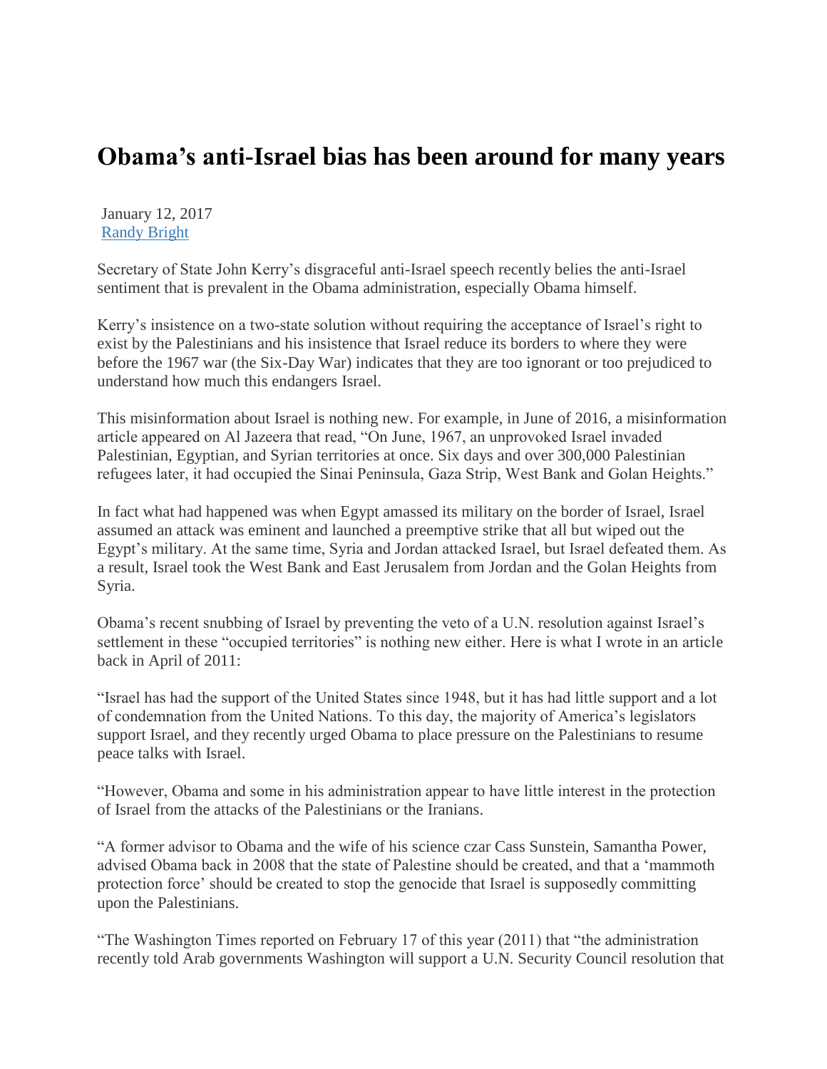# Obama's anti-Israel bias has been around for many years

January 12, 2017
[Randy Bright]

Secretary of State John Kerry's disgraceful anti-Israel speech recently belies the anti-Israel sentiment that is prevalent in the Obama administration, especially Obama himself.

Kerry's insistence on a two-state solution without requiring the acceptance of Israel's right to exist by the Palestinians and his insistence that Israel reduce its borders to where they were before the 1967 war (the Six-Day War) indicates that they are too ignorant or too prejudiced to understand how much this endangers Israel.

This misinformation about Israel is nothing new. For example, in June of 2016, a misinformation article appeared on Al Jazeera that read, "On June, 1967, an unprovoked Israel invaded Palestinian, Egyptian, and Syrian territories at once. Six days and over 300,000 Palestinian refugees later, it had occupied the Sinai Peninsula, Gaza Strip, West Bank and Golan Heights."

In fact what had happened was when Egypt amassed its military on the border of Israel, Israel assumed an attack was eminent and launched a preemptive strike that all but wiped out the Egypt's military. At the same time, Syria and Jordan attacked Israel, but Israel defeated them. As a result, Israel took the West Bank and East Jerusalem from Jordan and the Golan Heights from Syria.

Obama's recent snubbing of Israel by preventing the veto of a U.N. resolution against Israel's settlement in these "occupied territories" is nothing new either. Here is what I wrote in an article back in April of 2011:

"Israel has had the support of the United States since 1948, but it has had little support and a lot of condemnation from the United Nations. To this day, the majority of America's legislators support Israel, and they recently urged Obama to place pressure on the Palestinians to resume peace talks with Israel.

"However, Obama and some in his administration appear to have little interest in the protection of Israel from the attacks of the Palestinians or the Iranians.

"A former advisor to Obama and the wife of his science czar Cass Sunstein, Samantha Power, advised Obama back in 2008 that the state of Palestine should be created, and that a 'mammoth protection force' should be created to stop the genocide that Israel is supposedly committing upon the Palestinians.

"The Washington Times reported on February 17 of this year (2011) that "the administration recently told Arab governments Washington will support a U.N. Security Council resolution that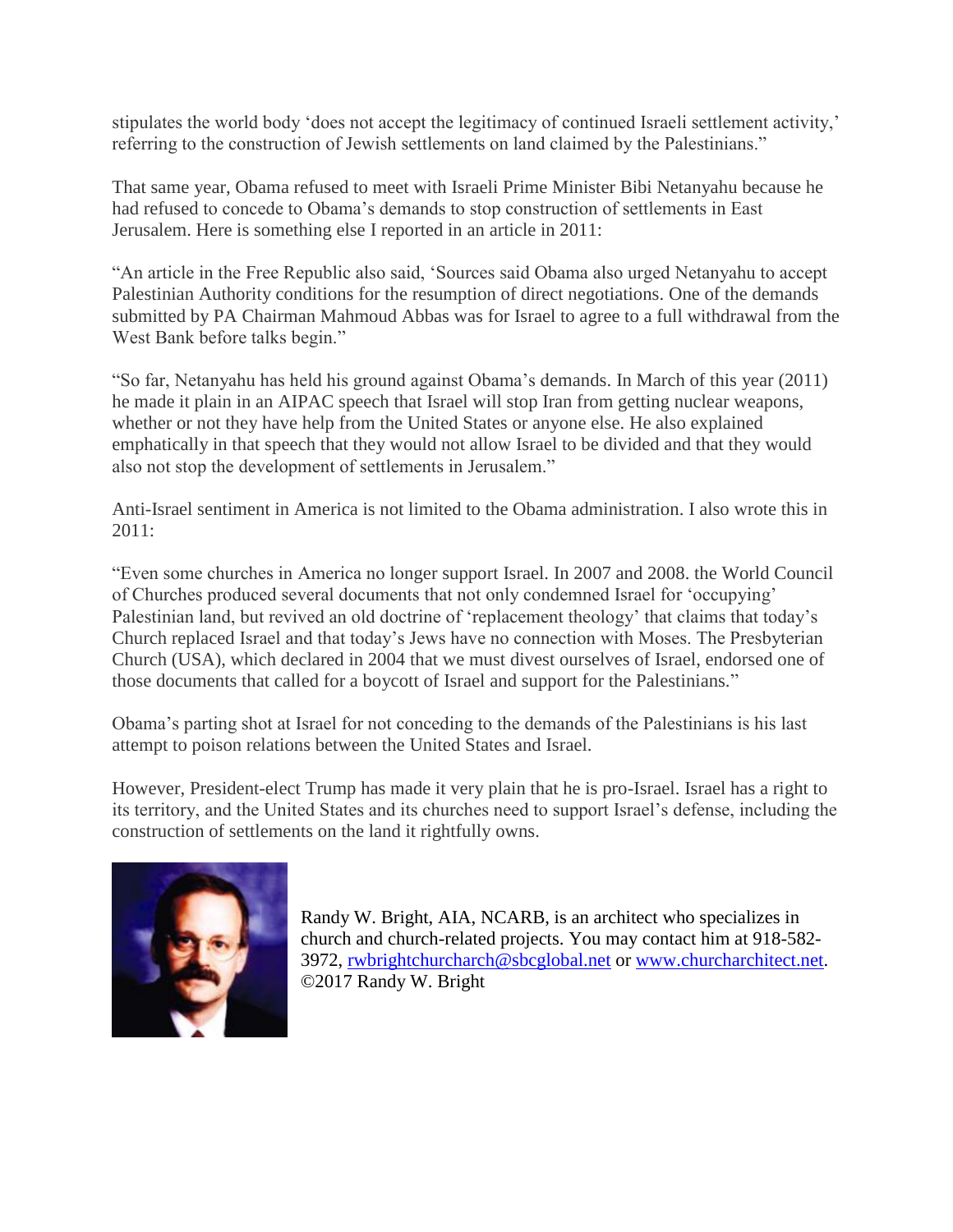stipulates the world body 'does not accept the legitimacy of continued Israeli settlement activity,' referring to the construction of Jewish settlements on land claimed by the Palestinians."

That same year, Obama refused to meet with Israeli Prime Minister Bibi Netanyahu because he had refused to concede to Obama's demands to stop construction of settlements in East Jerusalem. Here is something else I reported in an article in 2011:

"An article in the Free Republic also said, 'Sources said Obama also urged Netanyahu to accept Palestinian Authority conditions for the resumption of direct negotiations. One of the demands submitted by PA Chairman Mahmoud Abbas was for Israel to agree to a full withdrawal from the West Bank before talks begin."

"So far, Netanyahu has held his ground against Obama's demands. In March of this year (2011) he made it plain in an AIPAC speech that Israel will stop Iran from getting nuclear weapons, whether or not they have help from the United States or anyone else. He also explained emphatically in that speech that they would not allow Israel to be divided and that they would also not stop the development of settlements in Jerusalem."

Anti-Israel sentiment in America is not limited to the Obama administration. I also wrote this in 2011:

"Even some churches in America no longer support Israel. In 2007 and 2008. the World Council of Churches produced several documents that not only condemned Israel for 'occupying' Palestinian land, but revived an old doctrine of 'replacement theology' that claims that today's Church replaced Israel and that today's Jews have no connection with Moses. The Presbyterian Church (USA), which declared in 2004 that we must divest ourselves of Israel, endorsed one of those documents that called for a boycott of Israel and support for the Palestinians."

Obama's parting shot at Israel for not conceding to the demands of the Palestinians is his last attempt to poison relations between the United States and Israel.

However, President-elect Trump has made it very plain that he is pro-Israel. Israel has a right to its territory, and the United States and its churches need to support Israel's defense, including the construction of settlements on the land it rightfully owns.

Randy W. Bright, AIA, NCARB, is an architect who specializes in church and church-related projects. You may contact him at 918-582-3972, [rwbrightchurcharch@sbcglobal.net](mailto:rwbrightchurcharch@sbcglobal.net) or [www.churcharchitect.net](http://www.churcharchitect.net). ©2017 Randy W. Bright